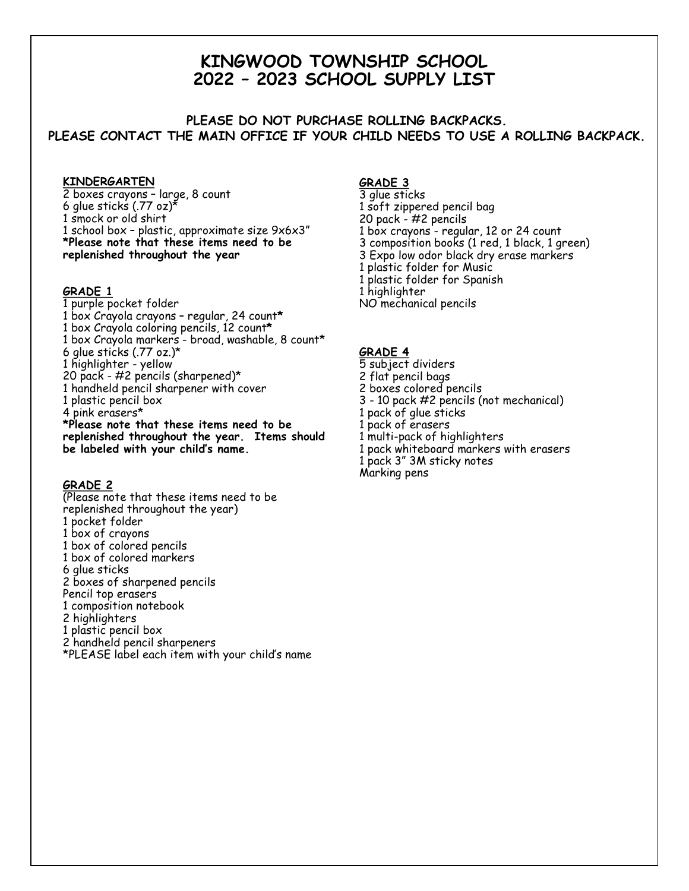# KINGWOOD TOWNSHIP SCHOOL
# 2022 – 2023 SCHOOL SUPPLY LIST

**PLEASE DO NOT PURCHASE ROLLING BACKPACKS.**
**PLEASE CONTACT THE MAIN OFFICE IF YOUR CHILD NEEDS TO USE A ROLLING BACKPACK.**

### KINDERGARTEN

2 boxes crayons – large, 8 count
6 glue sticks (.77 oz)*
1 smock or old shirt
1 school box – plastic, approximate size 9x6x3"
**\*Please note that these items need to be replenished throughout the year**

### GRADE 1

1 purple pocket folder
1 box Crayola crayons – regular, 24 count*
1 box Crayola coloring pencils, 12 count*
1 box Crayola markers - broad, washable, 8 count*
6 glue sticks (.77 oz.)*
1 highlighter - yellow
20 pack - #2 pencils (sharpened)*
1 handheld pencil sharpener with cover
1 plastic pencil box
4 pink erasers*
**\*Please note that these items need to be replenished throughout the year. Items should be labeled with your child's name.**

### GRADE 2

(Please note that these items need to be replenished throughout the year)
1 pocket folder
1 box of crayons
1 box of colored pencils
1 box of colored markers
6 glue sticks
2 boxes of sharpened pencils
Pencil top erasers
1 composition notebook
2 highlighters
1 plastic pencil box
2 handheld pencil sharpeners
*PLEASE label each item with your child's name

### GRADE 3

3 glue sticks
1 soft zippered pencil bag
20 pack - #2 pencils
1 box crayons - regular, 12 or 24 count
3 composition books (1 red, 1 black, 1 green)
3 Expo low odor black dry erase markers
1 plastic folder for Music
1 plastic folder for Spanish
1 highlighter
NO mechanical pencils

### GRADE 4

5 subject dividers
2 flat pencil bags
2 boxes colored pencils
3 - 10 pack #2 pencils (not mechanical)
1 pack of glue sticks
1 pack of erasers
1 multi-pack of highlighters
1 pack whiteboard markers with erasers
1 pack 3" 3M sticky notes
Marking pens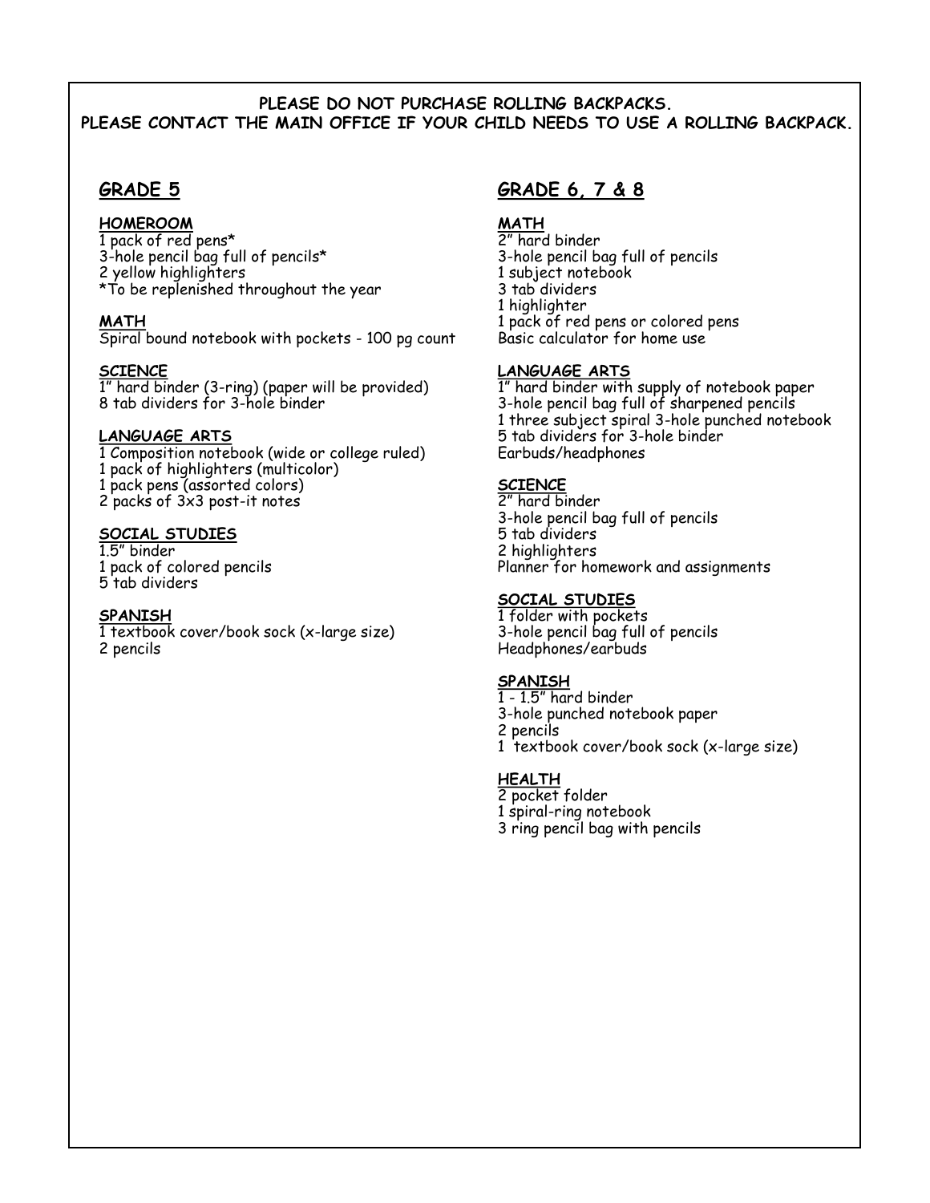**PLEASE DO NOT PURCHASE ROLLING BACKPACKS.**
**PLEASE CONTACT THE MAIN OFFICE IF YOUR CHILD NEEDS TO USE A ROLLING BACKPACK.**

## GRADE 5

### HOMEROOM

1 pack of red pens*
3-hole pencil bag full of pencils*
2 yellow highlighters
*To be replenished throughout the year

### MATH

Spiral bound notebook with pockets - 100 pg count

### SCIENCE

1" hard binder (3-ring) (paper will be provided)
8 tab dividers for 3-hole binder

### LANGUAGE ARTS

1 Composition notebook (wide or college ruled)
1 pack of highlighters (multicolor)
1 pack pens (assorted colors)
2 packs of 3x3 post-it notes

### SOCIAL STUDIES

1.5" binder
1 pack of colored pencils
5 tab dividers

### SPANISH

1 textbook cover/book sock (x-large size)
2 pencils

## GRADE 6, 7 & 8

### MATH

2" hard binder
3-hole pencil bag full of pencils
1 subject notebook
3 tab dividers
1 highlighter
1 pack of red pens or colored pens
Basic calculator for home use

### LANGUAGE ARTS

1" hard binder with supply of notebook paper
3-hole pencil bag full of sharpened pencils
1 three subject spiral 3-hole punched notebook
5 tab dividers for 3-hole binder
Earbuds/headphones

### SCIENCE

2" hard binder
3-hole pencil bag full of pencils
5 tab dividers
2 highlighters
Planner for homework and assignments

### SOCIAL STUDIES

1 folder with pockets
3-hole pencil bag full of pencils
Headphones/earbuds

### SPANISH

1 - 1.5" hard binder
3-hole punched notebook paper
2 pencils
1 textbook cover/book sock (x-large size)

### HEALTH

2 pocket folder
1 spiral-ring notebook
3 ring pencil bag with pencils